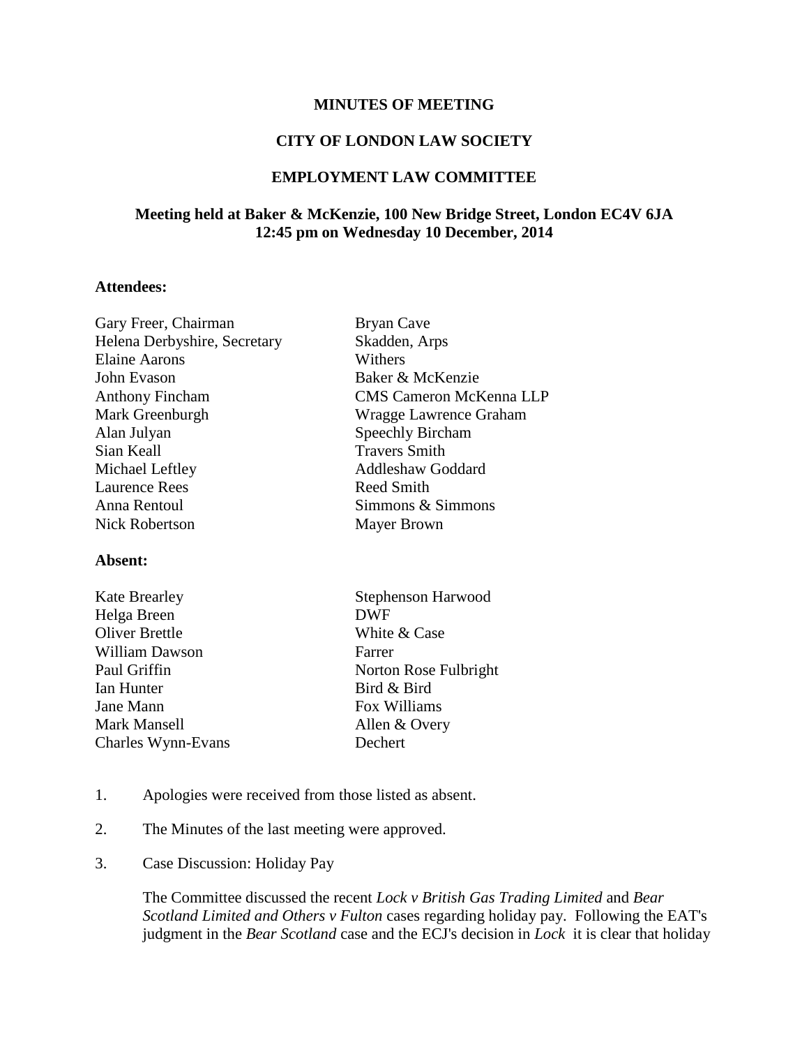**MINUTES OF MEETING**

**CITY OF LONDON LAW SOCIETY**

**EMPLOYMENT LAW COMMITTEE**

**Meeting held at Baker & McKenzie, 100 New Bridge Street, London EC4V 6JA**
**12:45 pm on Wednesday 10 December, 2014**

**Attendees:**

| | |
|---|---|
| Gary Freer, Chairman | Bryan Cave |
| Helena Derbyshire, Secretary | Skadden, Arps |
| Elaine Aarons | Withers |
| John Evason | Baker & McKenzie |
| Anthony Fincham | CMS Cameron McKenna LLP |
| Mark Greenburgh | Wragge Lawrence Graham |
| Alan Julyan | Speechly Bircham |
| Sian Keall | Travers Smith |
| Michael Leftley | Addleshaw Goddard |
| Laurence Rees | Reed Smith |
| Anna Rentoul | Simmons & Simmons |
| Nick Robertson | Mayer Brown |

**Absent:**

| | |
|---|---|
| Kate Brearley | Stephenson Harwood |
| Helga Breen | DWF |
| Oliver Brettle | White & Case |
| William Dawson | Farrer |
| Paul Griffin | Norton Rose Fulbright |
| Ian Hunter | Bird & Bird |
| Jane Mann | Fox Williams |
| Mark Mansell | Allen & Overy |
| Charles Wynn-Evans | Dechert |

1. Apologies were received from those listed as absent.

2. The Minutes of the last meeting were approved.

3. Case Discussion: Holiday Pay

   The Committee discussed the recent *Lock v British Gas Trading Limited* and *Bear Scotland Limited and Others v Fulton* cases regarding holiday pay. Following the EAT's judgment in the *Bear Scotland* case and the ECJ's decision in *Lock* it is clear that holiday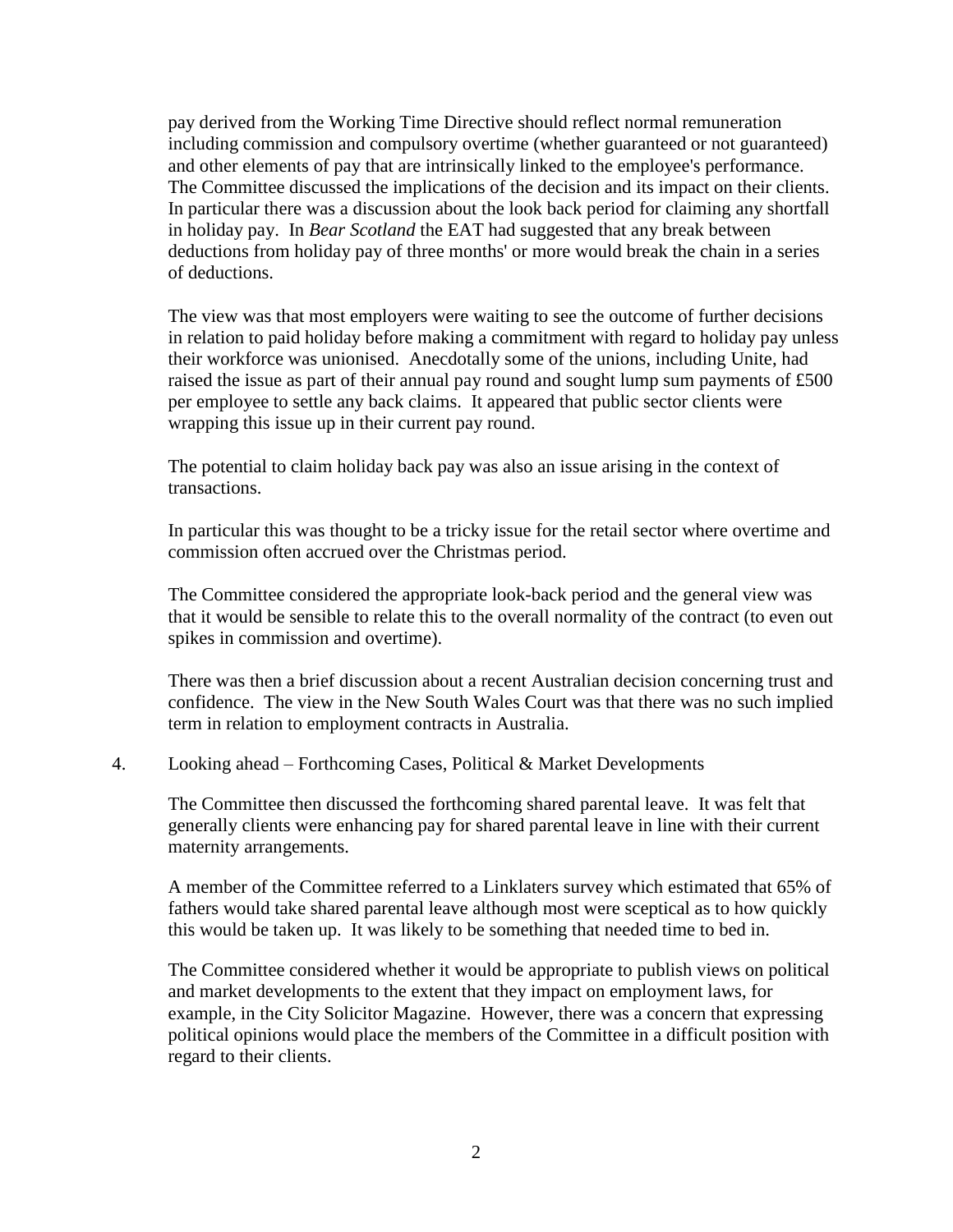pay derived from the Working Time Directive should reflect normal remuneration including commission and compulsory overtime (whether guaranteed or not guaranteed) and other elements of pay that are intrinsically linked to the employee's performance. The Committee discussed the implications of the decision and its impact on their clients. In particular there was a discussion about the look back period for claiming any shortfall in holiday pay. In *Bear Scotland* the EAT had suggested that any break between deductions from holiday pay of three months' or more would break the chain in a series of deductions.

The view was that most employers were waiting to see the outcome of further decisions in relation to paid holiday before making a commitment with regard to holiday pay unless their workforce was unionised. Anecdotally some of the unions, including Unite, had raised the issue as part of their annual pay round and sought lump sum payments of £500 per employee to settle any back claims. It appeared that public sector clients were wrapping this issue up in their current pay round.

The potential to claim holiday back pay was also an issue arising in the context of transactions.

In particular this was thought to be a tricky issue for the retail sector where overtime and commission often accrued over the Christmas period.

The Committee considered the appropriate look-back period and the general view was that it would be sensible to relate this to the overall normality of the contract (to even out spikes in commission and overtime).

There was then a brief discussion about a recent Australian decision concerning trust and confidence. The view in the New South Wales Court was that there was no such implied term in relation to employment contracts in Australia.

4. Looking ahead – Forthcoming Cases, Political & Market Developments

The Committee then discussed the forthcoming shared parental leave. It was felt that generally clients were enhancing pay for shared parental leave in line with their current maternity arrangements.

A member of the Committee referred to a Linklaters survey which estimated that 65% of fathers would take shared parental leave although most were sceptical as to how quickly this would be taken up. It was likely to be something that needed time to bed in.

The Committee considered whether it would be appropriate to publish views on political and market developments to the extent that they impact on employment laws, for example, in the City Solicitor Magazine. However, there was a concern that expressing political opinions would place the members of the Committee in a difficult position with regard to their clients.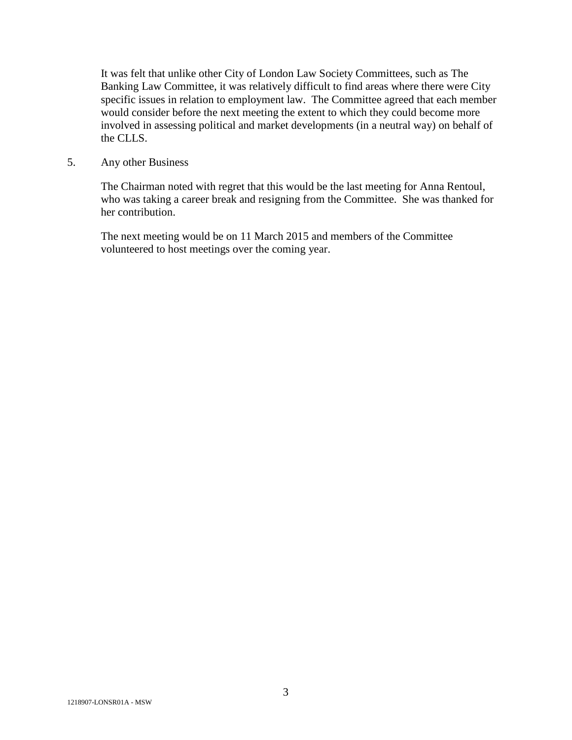It was felt that unlike other City of London Law Society Committees, such as The Banking Law Committee, it was relatively difficult to find areas where there were City specific issues in relation to employment law. The Committee agreed that each member would consider before the next meeting the extent to which they could become more involved in assessing political and market developments (in a neutral way) on behalf of the CLLS.

5. Any other Business

The Chairman noted with regret that this would be the last meeting for Anna Rentoul, who was taking a career break and resigning from the Committee. She was thanked for her contribution.

The next meeting would be on 11 March 2015 and members of the Committee volunteered to host meetings over the coming year.

1218907-LONSR01A - MSW